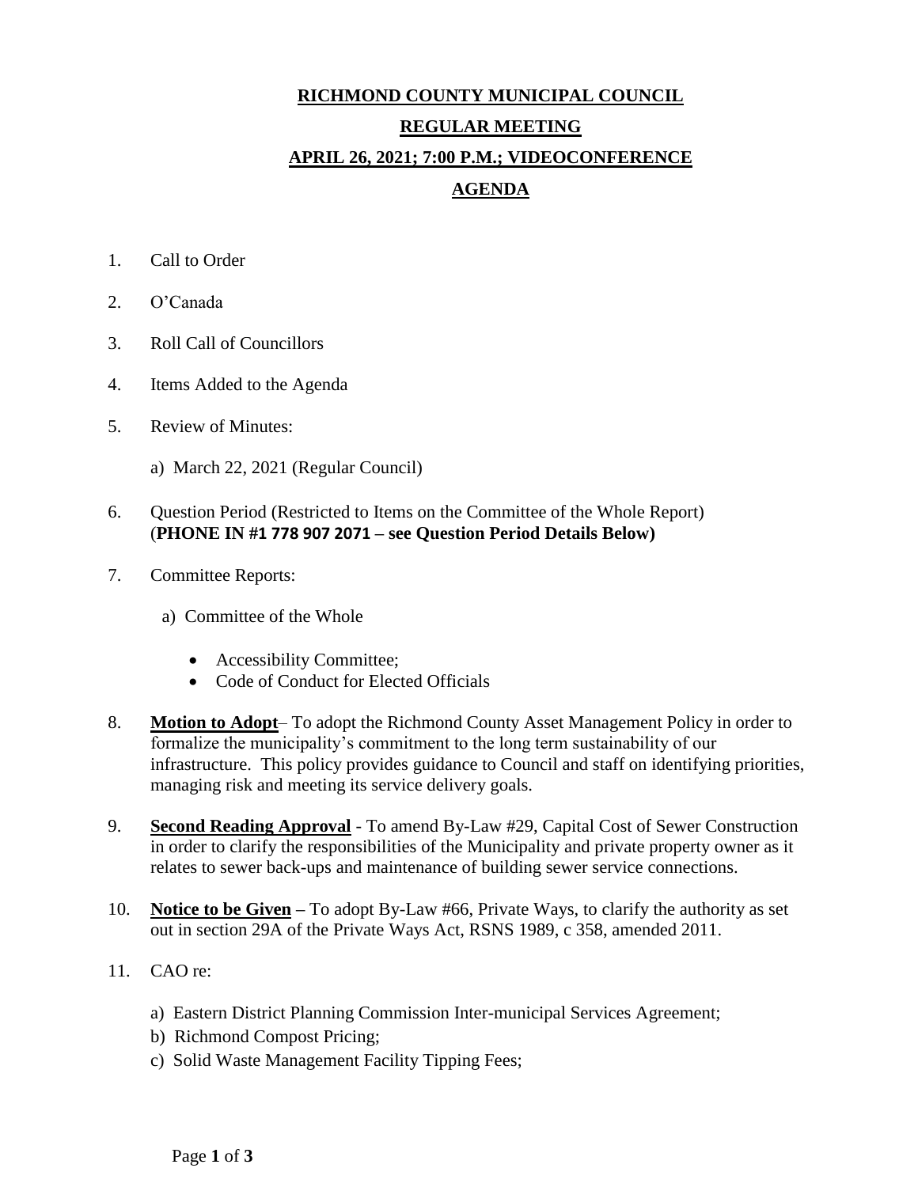# RICHMOND COUNTY MUNICIPAL COUNCIL

## REGULAR MEETING

## APRIL 26, 2021; 7:00 P.M.; VIDEOCONFERENCE

## AGENDA

1. Call to Order
2. O'Canada
3. Roll Call of Councillors
4. Items Added to the Agenda
5. Review of Minutes:
   a) March 22, 2021 (Regular Council)
6. Question Period (Restricted to Items on the Committee of the Whole Report) (**PHONE IN #1 778 907 2071 – see Question Period Details Below)**
7. Committee Reports:
   a) Committee of the Whole
      - Accessibility Committee;
      - Code of Conduct for Elected Officials
8. **Motion to Adopt**– To adopt the Richmond County Asset Management Policy in order to formalize the municipality's commitment to the long term sustainability of our infrastructure. This policy provides guidance to Council and staff on identifying priorities, managing risk and meeting its service delivery goals.
9. **Second Reading Approval** - To amend By-Law #29, Capital Cost of Sewer Construction in order to clarify the responsibilities of the Municipality and private property owner as it relates to sewer back-ups and maintenance of building sewer service connections.
10. **Notice to be Given –** To adopt By-Law #66, Private Ways, to clarify the authority as set out in section 29A of the Private Ways Act, RSNS 1989, c 358, amended 2011.
11. CAO re:
    a) Eastern District Planning Commission Inter-municipal Services Agreement;
    b) Richmond Compost Pricing;
    c) Solid Waste Management Facility Tipping Fees;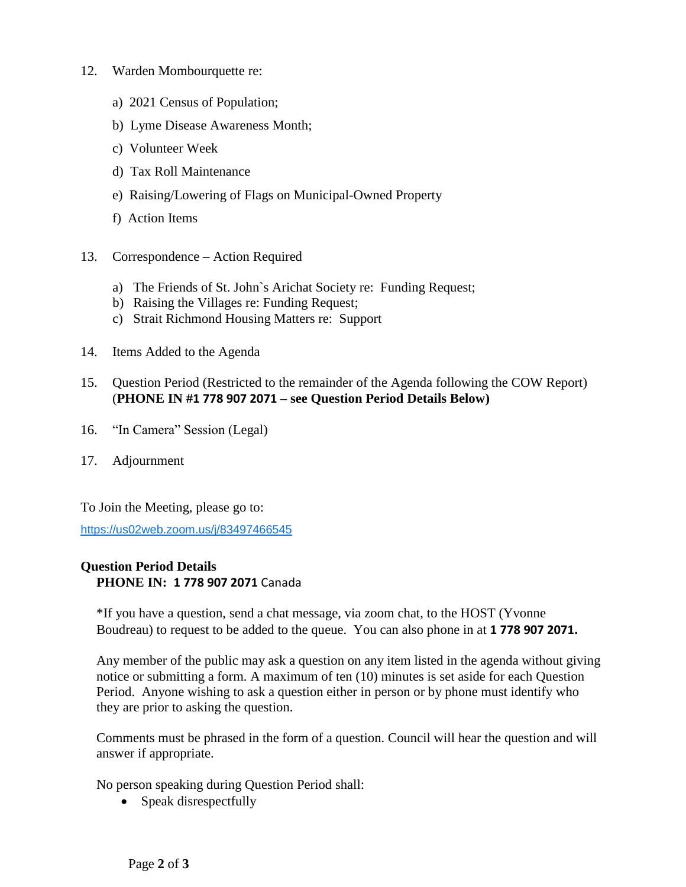12. Warden Mombourquette re:

    a) 2021 Census of Population;

    b) Lyme Disease Awareness Month;

    c) Volunteer Week

    d) Tax Roll Maintenance

    e) Raising/Lowering of Flags on Municipal-Owned Property

    f) Action Items

13. Correspondence – Action Required

    a) The Friends of St. John`s Arichat Society re: Funding Request;
    b) Raising the Villages re: Funding Request;
    c) Strait Richmond Housing Matters re: Support

14. Items Added to the Agenda

15. Question Period (Restricted to the remainder of the Agenda following the COW Report) (**PHONE IN #1 778 907 2071 – see Question Period Details Below)**

16. "In Camera" Session (Legal)

17. Adjournment

To Join the Meeting, please go to:

https://us02web.zoom.us/j/83497466545

**Question Period Details**

**PHONE IN: 1 778 907 2071** Canada

*If you have a question, send a chat message, via zoom chat, to the HOST (Yvonne Boudreau) to request to be added to the queue. You can also phone in at **1 778 907 2071.**

Any member of the public may ask a question on any item listed in the agenda without giving notice or submitting a form. A maximum of ten (10) minutes is set aside for each Question Period. Anyone wishing to ask a question either in person or by phone must identify who they are prior to asking the question.

Comments must be phrased in the form of a question. Council will hear the question and will answer if appropriate.

No person speaking during Question Period shall:

- Speak disrespectfully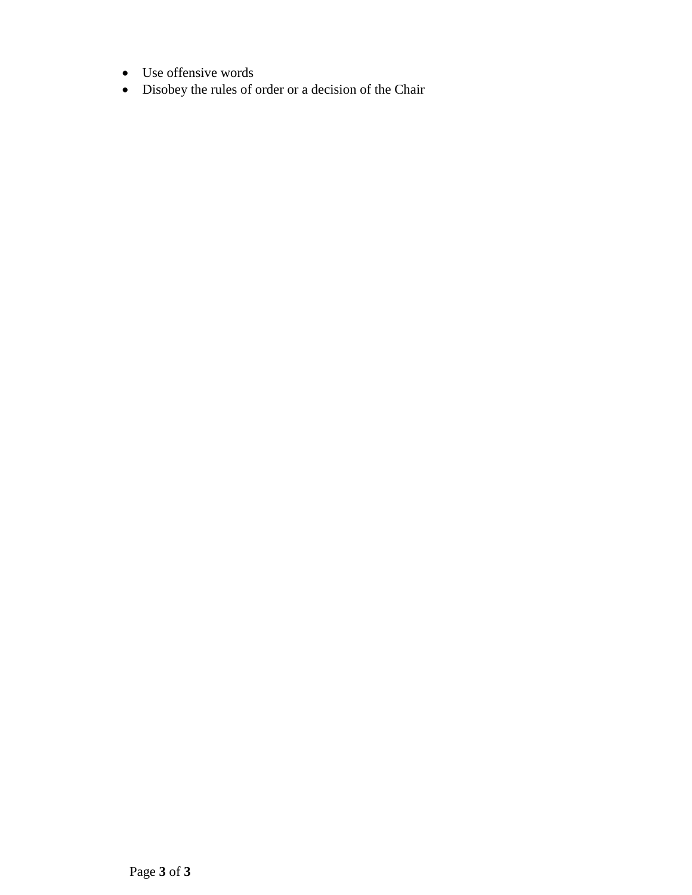- Use offensive words
- Disobey the rules of order or a decision of the Chair